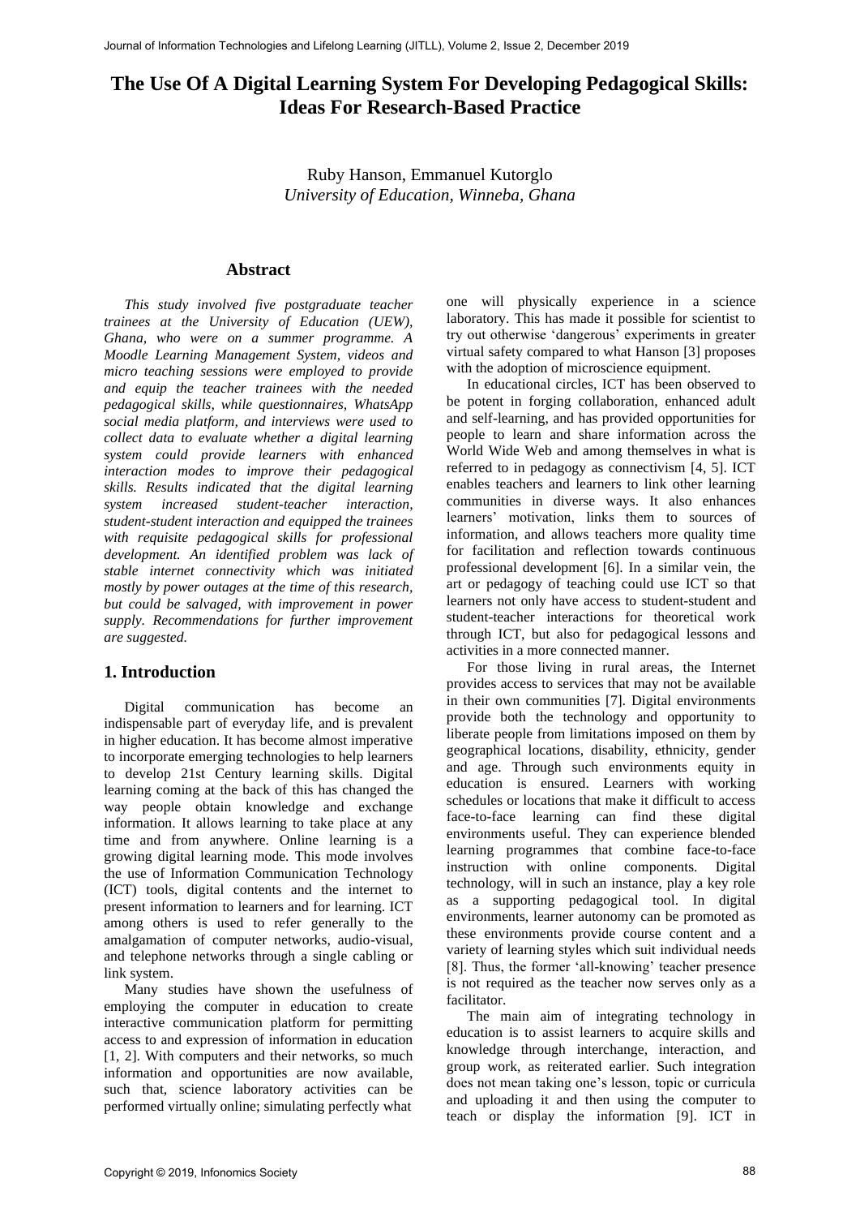# The Use Of A Digital Learning System For Developing Pedagogical Skills: Ideas For Research-Based Practice

Ruby Hanson, Emmanuel Kutorglo
*University of Education, Winneba, Ghana*

## Abstract

*This study involved five postgraduate teacher trainees at the University of Education (UEW), Ghana, who were on a summer programme. A Moodle Learning Management System, videos and micro teaching sessions were employed to provide and equip the teacher trainees with the needed pedagogical skills, while questionnaires, WhatsApp social media platform, and interviews were used to collect data to evaluate whether a digital learning system could provide learners with enhanced interaction modes to improve their pedagogical skills. Results indicated that the digital learning system increased student-teacher interaction, student-student interaction and equipped the trainees with requisite pedagogical skills for professional development. An identified problem was lack of stable internet connectivity which was initiated mostly by power outages at the time of this research, but could be salvaged, with improvement in power supply. Recommendations for further improvement are suggested.*

## 1. Introduction

Digital communication has become an indispensable part of everyday life, and is prevalent in higher education. It has become almost imperative to incorporate emerging technologies to help learners to develop 21st Century learning skills. Digital learning coming at the back of this has changed the way people obtain knowledge and exchange information. It allows learning to take place at any time and from anywhere. Online learning is a growing digital learning mode. This mode involves the use of Information Communication Technology (ICT) tools, digital contents and the internet to present information to learners and for learning. ICT among others is used to refer generally to the amalgamation of computer networks, audio-visual, and telephone networks through a single cabling or link system.

Many studies have shown the usefulness of employing the computer in education to create interactive communication platform for permitting access to and expression of information in education [1, 2]. With computers and their networks, so much information and opportunities are now available, such that, science laboratory activities can be performed virtually online; simulating perfectly what one will physically experience in a science laboratory. This has made it possible for scientist to try out otherwise 'dangerous' experiments in greater virtual safety compared to what Hanson [3] proposes with the adoption of microscience equipment.

In educational circles, ICT has been observed to be potent in forging collaboration, enhanced adult and self-learning, and has provided opportunities for people to learn and share information across the World Wide Web and among themselves in what is referred to in pedagogy as connectivism [4, 5]. ICT enables teachers and learners to link other learning communities in diverse ways. It also enhances learners' motivation, links them to sources of information, and allows teachers more quality time for facilitation and reflection towards continuous professional development [6]. In a similar vein, the art or pedagogy of teaching could use ICT so that learners not only have access to student-student and student-teacher interactions for theoretical work through ICT, but also for pedagogical lessons and activities in a more connected manner.

For those living in rural areas, the Internet provides access to services that may not be available in their own communities [7]. Digital environments provide both the technology and opportunity to liberate people from limitations imposed on them by geographical locations, disability, ethnicity, gender and age. Through such environments equity in education is ensured. Learners with working schedules or locations that make it difficult to access face-to-face learning can find these digital environments useful. They can experience blended learning programmes that combine face-to-face instruction with online components. Digital technology, will in such an instance, play a key role as a supporting pedagogical tool. In digital environments, learner autonomy can be promoted as these environments provide course content and a variety of learning styles which suit individual needs [8]. Thus, the former 'all-knowing' teacher presence is not required as the teacher now serves only as a facilitator.

The main aim of integrating technology in education is to assist learners to acquire skills and knowledge through interchange, interaction, and group work, as reiterated earlier. Such integration does not mean taking one's lesson, topic or curricula and uploading it and then using the computer to teach or display the information [9]. ICT in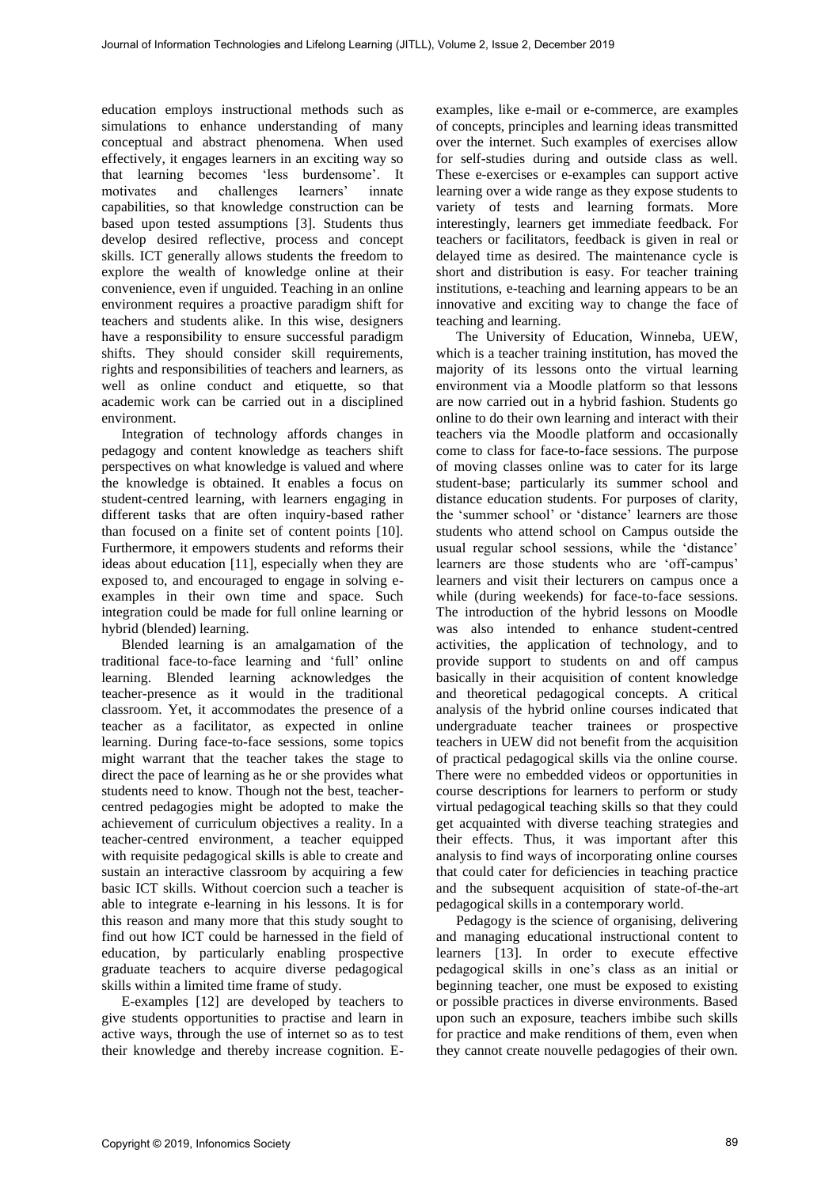education employs instructional methods such as simulations to enhance understanding of many conceptual and abstract phenomena. When used effectively, it engages learners in an exciting way so that learning becomes 'less burdensome'. It motivates and challenges learners' innate capabilities, so that knowledge construction can be based upon tested assumptions [3]. Students thus develop desired reflective, process and concept skills. ICT generally allows students the freedom to explore the wealth of knowledge online at their convenience, even if unguided. Teaching in an online environment requires a proactive paradigm shift for teachers and students alike. In this wise, designers have a responsibility to ensure successful paradigm shifts. They should consider skill requirements, rights and responsibilities of teachers and learners, as well as online conduct and etiquette, so that academic work can be carried out in a disciplined environment.

Integration of technology affords changes in pedagogy and content knowledge as teachers shift perspectives on what knowledge is valued and where the knowledge is obtained. It enables a focus on student-centred learning, with learners engaging in different tasks that are often inquiry-based rather than focused on a finite set of content points [10]. Furthermore, it empowers students and reforms their ideas about education [11], especially when they are exposed to, and encouraged to engage in solving e-examples in their own time and space. Such integration could be made for full online learning or hybrid (blended) learning.

Blended learning is an amalgamation of the traditional face-to-face learning and 'full' online learning. Blended learning acknowledges the teacher-presence as it would in the traditional classroom. Yet, it accommodates the presence of a teacher as a facilitator, as expected in online learning. During face-to-face sessions, some topics might warrant that the teacher takes the stage to direct the pace of learning as he or she provides what students need to know. Though not the best, teacher-centred pedagogies might be adopted to make the achievement of curriculum objectives a reality. In a teacher-centred environment, a teacher equipped with requisite pedagogical skills is able to create and sustain an interactive classroom by acquiring a few basic ICT skills. Without coercion such a teacher is able to integrate e-learning in his lessons. It is for this reason and many more that this study sought to find out how ICT could be harnessed in the field of education, by particularly enabling prospective graduate teachers to acquire diverse pedagogical skills within a limited time frame of study.

E-examples [12] are developed by teachers to give students opportunities to practise and learn in active ways, through the use of internet so as to test their knowledge and thereby increase cognition. E-examples, like e-mail or e-commerce, are examples of concepts, principles and learning ideas transmitted over the internet. Such examples of exercises allow for self-studies during and outside class as well. These e-exercises or e-examples can support active learning over a wide range as they expose students to variety of tests and learning formats. More interestingly, learners get immediate feedback. For teachers or facilitators, feedback is given in real or delayed time as desired. The maintenance cycle is short and distribution is easy. For teacher training institutions, e-teaching and learning appears to be an innovative and exciting way to change the face of teaching and learning.

The University of Education, Winneba, UEW, which is a teacher training institution, has moved the majority of its lessons onto the virtual learning environment via a Moodle platform so that lessons are now carried out in a hybrid fashion. Students go online to do their own learning and interact with their teachers via the Moodle platform and occasionally come to class for face-to-face sessions. The purpose of moving classes online was to cater for its large student-base; particularly its summer school and distance education students. For purposes of clarity, the 'summer school' or 'distance' learners are those students who attend school on Campus outside the usual regular school sessions, while the 'distance' learners are those students who are 'off-campus' learners and visit their lecturers on campus once a while (during weekends) for face-to-face sessions. The introduction of the hybrid lessons on Moodle was also intended to enhance student-centred activities, the application of technology, and to provide support to students on and off campus basically in their acquisition of content knowledge and theoretical pedagogical concepts. A critical analysis of the hybrid online courses indicated that undergraduate teacher trainees or prospective teachers in UEW did not benefit from the acquisition of practical pedagogical skills via the online course. There were no embedded videos or opportunities in course descriptions for learners to perform or study virtual pedagogical teaching skills so that they could get acquainted with diverse teaching strategies and their effects. Thus, it was important after this analysis to find ways of incorporating online courses that could cater for deficiencies in teaching practice and the subsequent acquisition of state-of-the-art pedagogical skills in a contemporary world.

Pedagogy is the science of organising, delivering and managing educational instructional content to learners [13]. In order to execute effective pedagogical skills in one's class as an initial or beginning teacher, one must be exposed to existing or possible practices in diverse environments. Based upon such an exposure, teachers imbibe such skills for practice and make renditions of them, even when they cannot create nouvelle pedagogies of their own.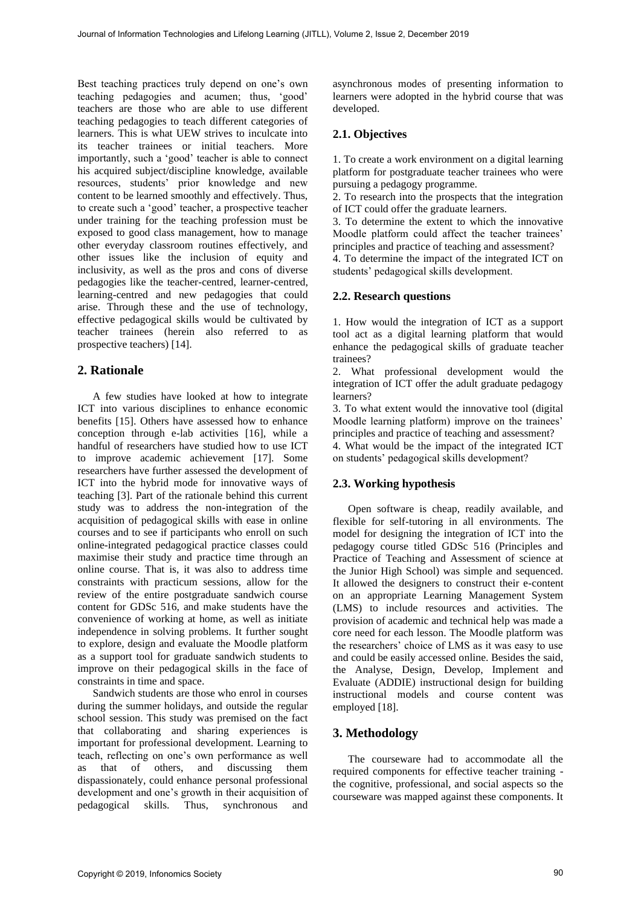Best teaching practices truly depend on one's own teaching pedagogies and acumen; thus, 'good' teachers are those who are able to use different teaching pedagogies to teach different categories of learners. This is what UEW strives to inculcate into its teacher trainees or initial teachers. More importantly, such a 'good' teacher is able to connect his acquired subject/discipline knowledge, available resources, students' prior knowledge and new content to be learned smoothly and effectively. Thus, to create such a 'good' teacher, a prospective teacher under training for the teaching profession must be exposed to good class management, how to manage other everyday classroom routines effectively, and other issues like the inclusion of equity and inclusivity, as well as the pros and cons of diverse pedagogies like the teacher-centred, learner-centred, learning-centred and new pedagogies that could arise. Through these and the use of technology, effective pedagogical skills would be cultivated by teacher trainees (herein also referred to as prospective teachers) [14].

## 2. Rationale

A few studies have looked at how to integrate ICT into various disciplines to enhance economic benefits [15]. Others have assessed how to enhance conception through e-lab activities [16], while a handful of researchers have studied how to use ICT to improve academic achievement [17]. Some researchers have further assessed the development of ICT into the hybrid mode for innovative ways of teaching [3]. Part of the rationale behind this current study was to address the non-integration of the acquisition of pedagogical skills with ease in online courses and to see if participants who enroll on such online-integrated pedagogical practice classes could maximise their study and practice time through an online course. That is, it was also to address time constraints with practicum sessions, allow for the review of the entire postgraduate sandwich course content for GDSc 516, and make students have the convenience of working at home, as well as initiate independence in solving problems. It further sought to explore, design and evaluate the Moodle platform as a support tool for graduate sandwich students to improve on their pedagogical skills in the face of constraints in time and space.

Sandwich students are those who enrol in courses during the summer holidays, and outside the regular school session. This study was premised on the fact that collaborating and sharing experiences is important for professional development. Learning to teach, reflecting on one's own performance as well as that of others, and discussing them dispassionately, could enhance personal professional development and one's growth in their acquisition of pedagogical skills. Thus, synchronous and asynchronous modes of presenting information to learners were adopted in the hybrid course that was developed.

### 2.1. Objectives

1. To create a work environment on a digital learning platform for postgraduate teacher trainees who were pursuing a pedagogy programme.
2. To research into the prospects that the integration of ICT could offer the graduate learners.
3. To determine the extent to which the innovative Moodle platform could affect the teacher trainees' principles and practice of teaching and assessment?
4. To determine the impact of the integrated ICT on students' pedagogical skills development.

### 2.2. Research questions

1. How would the integration of ICT as a support tool act as a digital learning platform that would enhance the pedagogical skills of graduate teacher trainees?
2. What professional development would the integration of ICT offer the adult graduate pedagogy learners?
3. To what extent would the innovative tool (digital Moodle learning platform) improve on the trainees' principles and practice of teaching and assessment?
4. What would be the impact of the integrated ICT on students' pedagogical skills development?

### 2.3. Working hypothesis

Open software is cheap, readily available, and flexible for self-tutoring in all environments. The model for designing the integration of ICT into the pedagogy course titled GDSc 516 (Principles and Practice of Teaching and Assessment of science at the Junior High School) was simple and sequenced. It allowed the designers to construct their e-content on an appropriate Learning Management System (LMS) to include resources and activities. The provision of academic and technical help was made a core need for each lesson. The Moodle platform was the researchers' choice of LMS as it was easy to use and could be easily accessed online. Besides the said, the Analyse, Design, Develop, Implement and Evaluate (ADDIE) instructional design for building instructional models and course content was employed [18].

## 3. Methodology

The courseware had to accommodate all the required components for effective teacher training - the cognitive, professional, and social aspects so the courseware was mapped against these components. It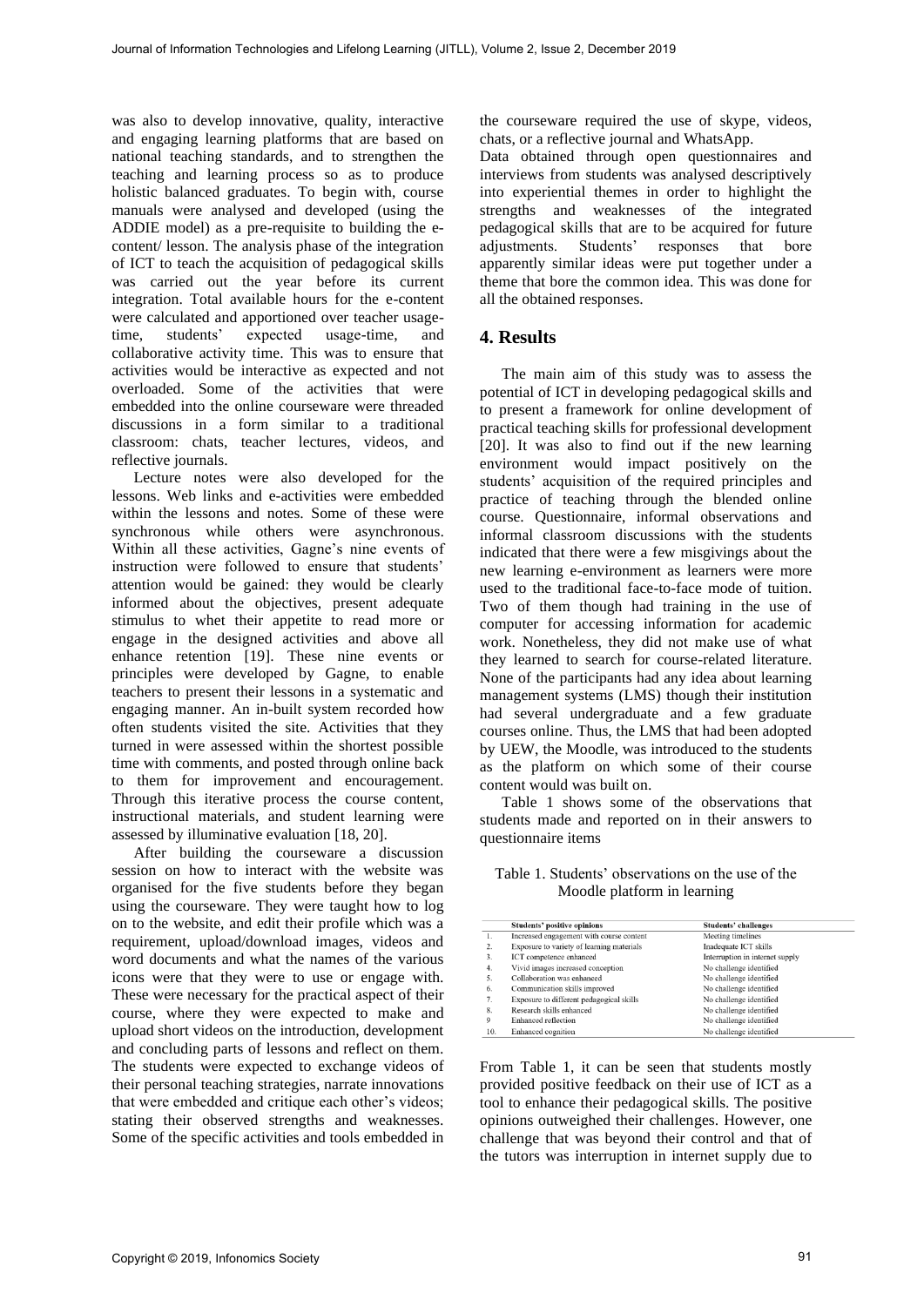was also to develop innovative, quality, interactive and engaging learning platforms that are based on national teaching standards, and to strengthen the teaching and learning process so as to produce holistic balanced graduates. To begin with, course manuals were analysed and developed (using the ADDIE model) as a pre-requisite to building the e-content/ lesson. The analysis phase of the integration of ICT to teach the acquisition of pedagogical skills was carried out the year before its current integration. Total available hours for the e-content were calculated and apportioned over teacher usage-time, students' expected usage-time, and collaborative activity time. This was to ensure that activities would be interactive as expected and not overloaded. Some of the activities that were embedded into the online courseware were threaded discussions in a form similar to a traditional classroom: chats, teacher lectures, videos, and reflective journals.

Lecture notes were also developed for the lessons. Web links and e-activities were embedded within the lessons and notes. Some of these were synchronous while others were asynchronous. Within all these activities, Gagne's nine events of instruction were followed to ensure that students' attention would be gained: they would be clearly informed about the objectives, present adequate stimulus to whet their appetite to read more or engage in the designed activities and above all enhance retention [19]. These nine events or principles were developed by Gagne, to enable teachers to present their lessons in a systematic and engaging manner. An in-built system recorded how often students visited the site. Activities that they turned in were assessed within the shortest possible time with comments, and posted through online back to them for improvement and encouragement. Through this iterative process the course content, instructional materials, and student learning were assessed by illuminative evaluation [18, 20].

After building the courseware a discussion session on how to interact with the website was organised for the five students before they began using the courseware. They were taught how to log on to the website, and edit their profile which was a requirement, upload/download images, videos and word documents and what the names of the various icons were that they were to use or engage with. These were necessary for the practical aspect of their course, where they were expected to make and upload short videos on the introduction, development and concluding parts of lessons and reflect on them. The students were expected to exchange videos of their personal teaching strategies, narrate innovations that were embedded and critique each other's videos; stating their observed strengths and weaknesses. Some of the specific activities and tools embedded in the courseware required the use of skype, videos, chats, or a reflective journal and WhatsApp.

Data obtained through open questionnaires and interviews from students was analysed descriptively into experiential themes in order to highlight the strengths and weaknesses of the integrated pedagogical skills that are to be acquired for future adjustments. Students' responses that bore apparently similar ideas were put together under a theme that bore the common idea. This was done for all the obtained responses.

## 4. Results

The main aim of this study was to assess the potential of ICT in developing pedagogical skills and to present a framework for online development of practical teaching skills for professional development [20]. It was also to find out if the new learning environment would impact positively on the students' acquisition of the required principles and practice of teaching through the blended online course. Questionnaire, informal observations and informal classroom discussions with the students indicated that there were a few misgivings about the new learning e-environment as learners were more used to the traditional face-to-face mode of tuition. Two of them though had training in the use of computer for accessing information for academic work. Nonetheless, they did not make use of what they learned to search for course-related literature. None of the participants had any idea about learning management systems (LMS) though their institution had several undergraduate and a few graduate courses online. Thus, the LMS that had been adopted by UEW, the Moodle, was introduced to the students as the platform on which some of their course content would was built on.

Table 1 shows some of the observations that students made and reported on in their answers to questionnaire items

Table 1. Students' observations on the use of the Moodle platform in learning

| | Students' positive opinions | Students' challenges |
|---|---|---|
| 1. | Increased engagement with course content | Meeting timelines |
| 2. | Exposure to variety of learning materials | Inadequate ICT skills |
| 3. | ICT competence enhanced | Interruption in internet supply |
| 4. | Vivid images increased conception | No challenge identified |
| 5. | Collaboration was enhanced | No challenge identified |
| 6. | Communication skills improved | No challenge identified |
| 7. | Exposure to different pedagogical skills | No challenge identified |
| 8. | Research skills enhanced | No challenge identified |
| 9 | Enhanced reflection | No challenge identified |
| 10. | Enhanced cognition | No challenge identified |

From Table 1, it can be seen that students mostly provided positive feedback on their use of ICT as a tool to enhance their pedagogical skills. The positive opinions outweighed their challenges. However, one challenge that was beyond their control and that of the tutors was interruption in internet supply due to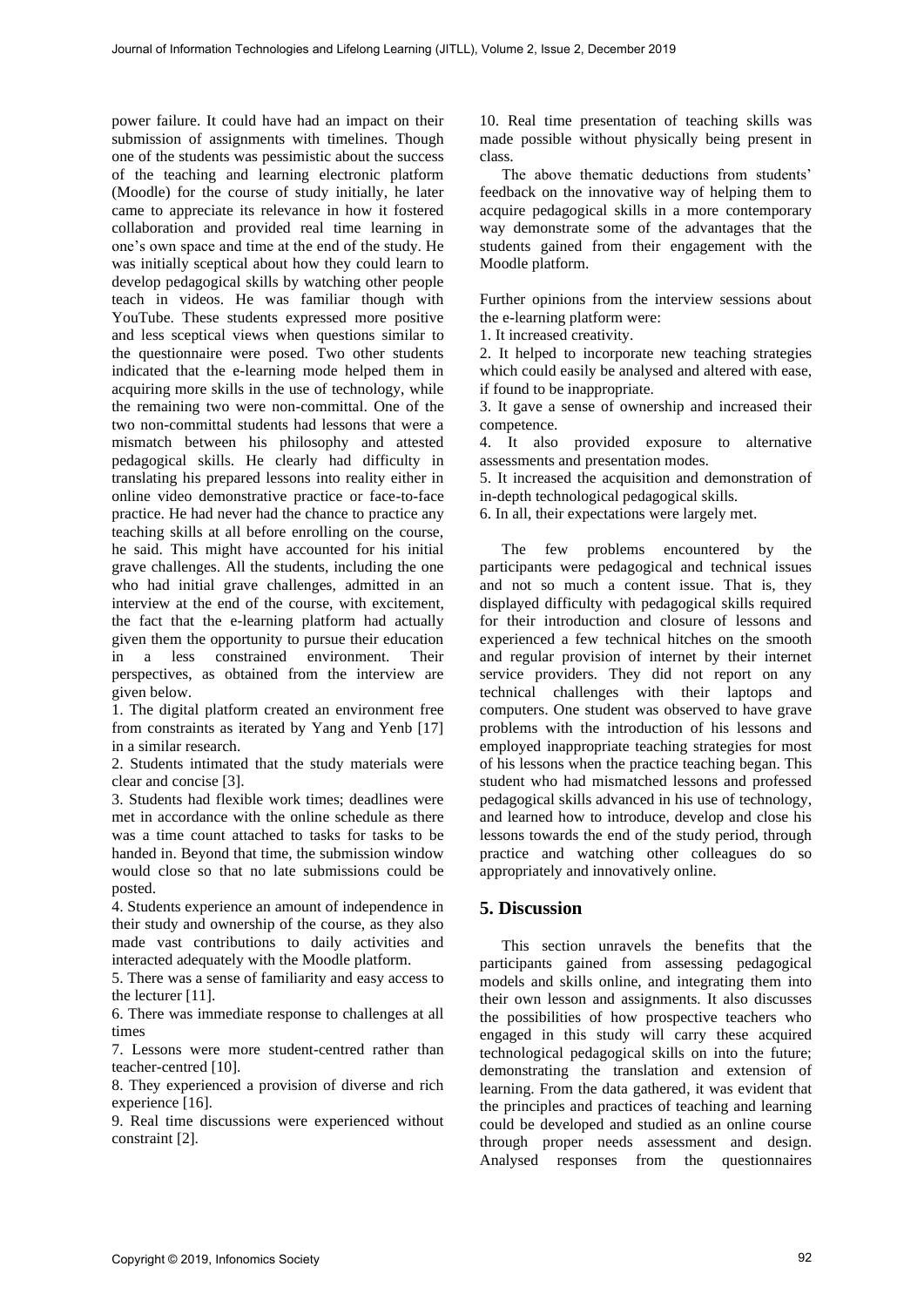power failure. It could have had an impact on their submission of assignments with timelines. Though one of the students was pessimistic about the success of the teaching and learning electronic platform (Moodle) for the course of study initially, he later came to appreciate its relevance in how it fostered collaboration and provided real time learning in one's own space and time at the end of the study. He was initially sceptical about how they could learn to develop pedagogical skills by watching other people teach in videos. He was familiar though with YouTube. These students expressed more positive and less sceptical views when questions similar to the questionnaire were posed. Two other students indicated that the e-learning mode helped them in acquiring more skills in the use of technology, while the remaining two were non-committal. One of the two non-committal students had lessons that were a mismatch between his philosophy and attested pedagogical skills. He clearly had difficulty in translating his prepared lessons into reality either in online video demonstrative practice or face-to-face practice. He had never had the chance to practice any teaching skills at all before enrolling on the course, he said. This might have accounted for his initial grave challenges. All the students, including the one who had initial grave challenges, admitted in an interview at the end of the course, with excitement, the fact that the e-learning platform had actually given them the opportunity to pursue their education in a less constrained environment. Their perspectives, as obtained from the interview are given below.

1. The digital platform created an environment free from constraints as iterated by Yang and Yenb [17] in a similar research.
2. Students intimated that the study materials were clear and concise [3].
3. Students had flexible work times; deadlines were met in accordance with the online schedule as there was a time count attached to tasks for tasks to be handed in. Beyond that time, the submission window would close so that no late submissions could be posted.
4. Students experience an amount of independence in their study and ownership of the course, as they also made vast contributions to daily activities and interacted adequately with the Moodle platform.
5. There was a sense of familiarity and easy access to the lecturer [11].
6. There was immediate response to challenges at all times
7. Lessons were more student-centred rather than teacher-centred [10].
8. They experienced a provision of diverse and rich experience [16].
9. Real time discussions were experienced without constraint [2].
10. Real time presentation of teaching skills was made possible without physically being present in class.

The above thematic deductions from students' feedback on the innovative way of helping them to acquire pedagogical skills in a more contemporary way demonstrate some of the advantages that the students gained from their engagement with the Moodle platform.

Further opinions from the interview sessions about the e-learning platform were:

1. It increased creativity.
2. It helped to incorporate new teaching strategies which could easily be analysed and altered with ease, if found to be inappropriate.
3. It gave a sense of ownership and increased their competence.
4. It also provided exposure to alternative assessments and presentation modes.
5. It increased the acquisition and demonstration of in-depth technological pedagogical skills.
6. In all, their expectations were largely met.

The few problems encountered by the participants were pedagogical and technical issues and not so much a content issue. That is, they displayed difficulty with pedagogical skills required for their introduction and closure of lessons and experienced a few technical hitches on the smooth and regular provision of internet by their internet service providers. They did not report on any technical challenges with their laptops and computers. One student was observed to have grave problems with the introduction of his lessons and employed inappropriate teaching strategies for most of his lessons when the practice teaching began. This student who had mismatched lessons and professed pedagogical skills advanced in his use of technology, and learned how to introduce, develop and close his lessons towards the end of the study period, through practice and watching other colleagues do so appropriately and innovatively online.

## 5. Discussion

This section unravels the benefits that the participants gained from assessing pedagogical models and skills online, and integrating them into their own lesson and assignments. It also discusses the possibilities of how prospective teachers who engaged in this study will carry these acquired technological pedagogical skills on into the future; demonstrating the translation and extension of learning. From the data gathered, it was evident that the principles and practices of teaching and learning could be developed and studied as an online course through proper needs assessment and design. Analysed responses from the questionnaires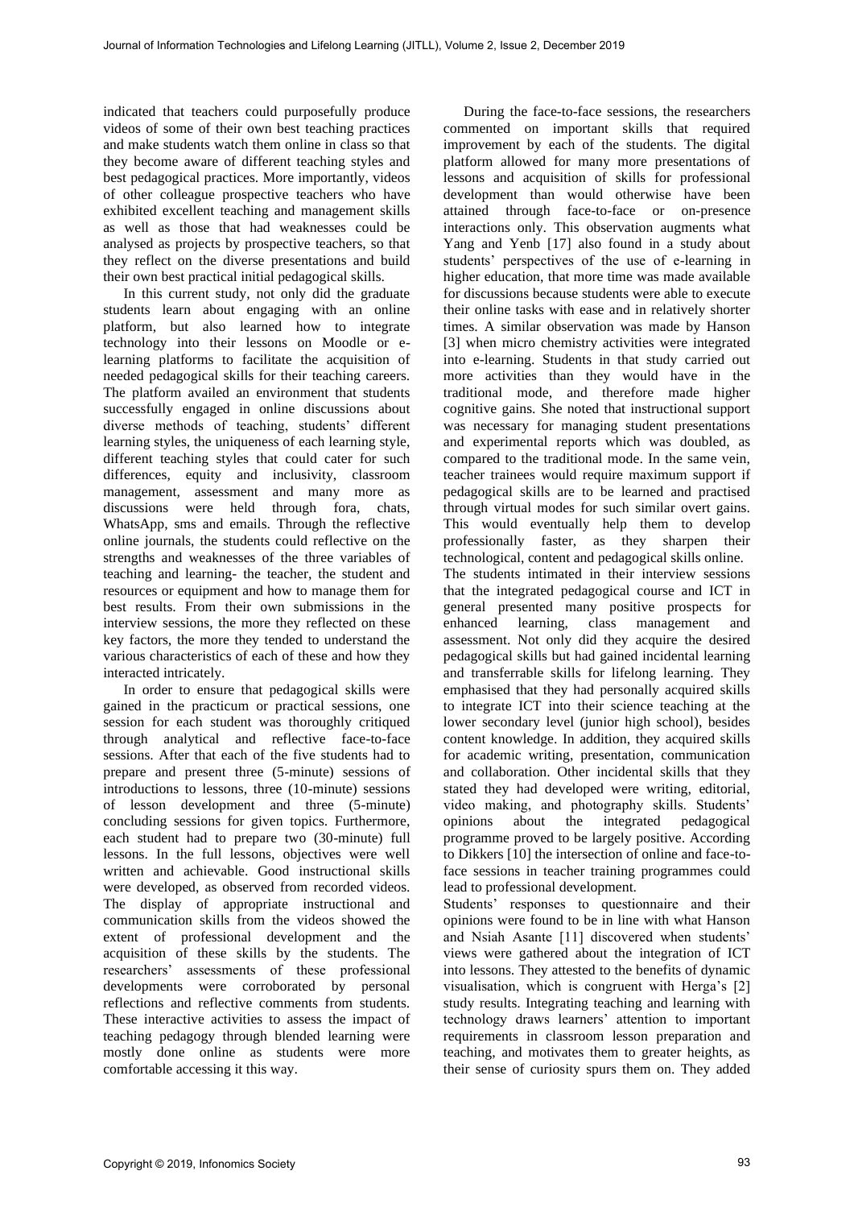indicated that teachers could purposefully produce videos of some of their own best teaching practices and make students watch them online in class so that they become aware of different teaching styles and best pedagogical practices. More importantly, videos of other colleague prospective teachers who have exhibited excellent teaching and management skills as well as those that had weaknesses could be analysed as projects by prospective teachers, so that they reflect on the diverse presentations and build their own best practical initial pedagogical skills.

In this current study, not only did the graduate students learn about engaging with an online platform, but also learned how to integrate technology into their lessons on Moodle or e-learning platforms to facilitate the acquisition of needed pedagogical skills for their teaching careers. The platform availed an environment that students successfully engaged in online discussions about diverse methods of teaching, students' different learning styles, the uniqueness of each learning style, different teaching styles that could cater for such differences, equity and inclusivity, classroom management, assessment and many more as discussions were held through fora, chats, WhatsApp, sms and emails. Through the reflective online journals, the students could reflective on the strengths and weaknesses of the three variables of teaching and learning- the teacher, the student and resources or equipment and how to manage them for best results. From their own submissions in the interview sessions, the more they reflected on these key factors, the more they tended to understand the various characteristics of each of these and how they interacted intricately.

In order to ensure that pedagogical skills were gained in the practicum or practical sessions, one session for each student was thoroughly critiqued through analytical and reflective face-to-face sessions. After that each of the five students had to prepare and present three (5-minute) sessions of introductions to lessons, three (10-minute) sessions of lesson development and three (5-minute) concluding sessions for given topics. Furthermore, each student had to prepare two (30-minute) full lessons. In the full lessons, objectives were well written and achievable. Good instructional skills were developed, as observed from recorded videos. The display of appropriate instructional and communication skills from the videos showed the extent of professional development and the acquisition of these skills by the students. The researchers' assessments of these professional developments were corroborated by personal reflections and reflective comments from students. These interactive activities to assess the impact of teaching pedagogy through blended learning were mostly done online as students were more comfortable accessing it this way.

During the face-to-face sessions, the researchers commented on important skills that required improvement by each of the students. The digital platform allowed for many more presentations of lessons and acquisition of skills for professional development than would otherwise have been attained through face-to-face or on-presence interactions only. This observation augments what Yang and Yenb [17] also found in a study about students' perspectives of the use of e-learning in higher education, that more time was made available for discussions because students were able to execute their online tasks with ease and in relatively shorter times. A similar observation was made by Hanson [3] when micro chemistry activities were integrated into e-learning. Students in that study carried out more activities than they would have in the traditional mode, and therefore made higher cognitive gains. She noted that instructional support was necessary for managing student presentations and experimental reports which was doubled, as compared to the traditional mode. In the same vein, teacher trainees would require maximum support if pedagogical skills are to be learned and practised through virtual modes for such similar overt gains. This would eventually help them to develop professionally faster, as they sharpen their technological, content and pedagogical skills online.

The students intimated in their interview sessions that the integrated pedagogical course and ICT in general presented many positive prospects for enhanced learning, class management and assessment. Not only did they acquire the desired pedagogical skills but had gained incidental learning and transferrable skills for lifelong learning. They emphasised that they had personally acquired skills to integrate ICT into their science teaching at the lower secondary level (junior high school), besides content knowledge. In addition, they acquired skills for academic writing, presentation, communication and collaboration. Other incidental skills that they stated they had developed were writing, editorial, video making, and photography skills. Students' opinions about the integrated pedagogical programme proved to be largely positive. According to Dikkers [10] the intersection of online and face-to-face sessions in teacher training programmes could lead to professional development.

Students' responses to questionnaire and their opinions were found to be in line with what Hanson and Nsiah Asante [11] discovered when students' views were gathered about the integration of ICT into lessons. They attested to the benefits of dynamic visualisation, which is congruent with Herga's [2] study results. Integrating teaching and learning with technology draws learners' attention to important requirements in classroom lesson preparation and teaching, and motivates them to greater heights, as their sense of curiosity spurs them on. They added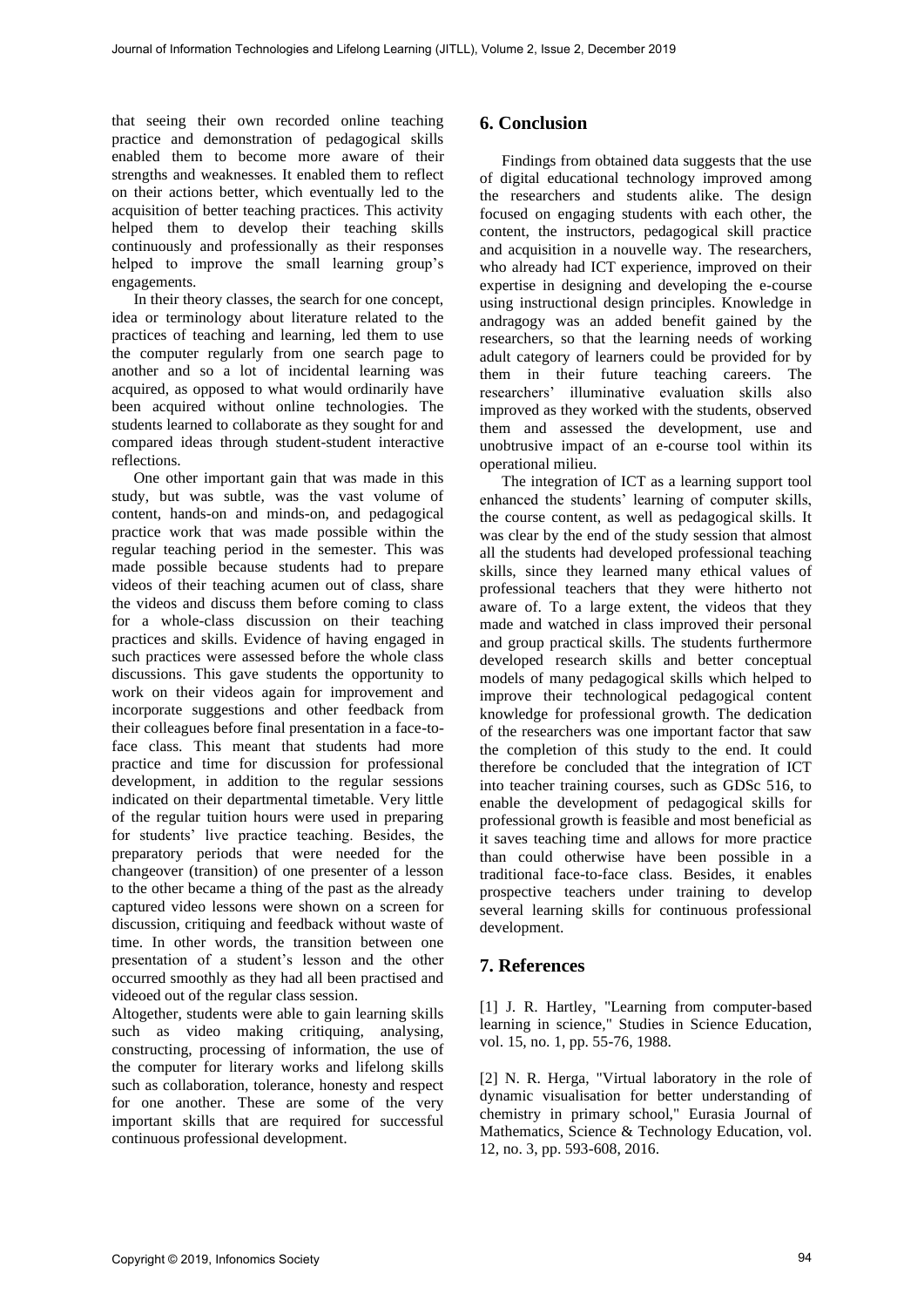that seeing their own recorded online teaching practice and demonstration of pedagogical skills enabled them to become more aware of their strengths and weaknesses. It enabled them to reflect on their actions better, which eventually led to the acquisition of better teaching practices. This activity helped them to develop their teaching skills continuously and professionally as their responses helped to improve the small learning group's engagements.

In their theory classes, the search for one concept, idea or terminology about literature related to the practices of teaching and learning, led them to use the computer regularly from one search page to another and so a lot of incidental learning was acquired, as opposed to what would ordinarily have been acquired without online technologies. The students learned to collaborate as they sought for and compared ideas through student-student interactive reflections.

One other important gain that was made in this study, but was subtle, was the vast volume of content, hands-on and minds-on, and pedagogical practice work that was made possible within the regular teaching period in the semester. This was made possible because students had to prepare videos of their teaching acumen out of class, share the videos and discuss them before coming to class for a whole-class discussion on their teaching practices and skills. Evidence of having engaged in such practices were assessed before the whole class discussions. This gave students the opportunity to work on their videos again for improvement and incorporate suggestions and other feedback from their colleagues before final presentation in a face-to-face class. This meant that students had more practice and time for discussion for professional development, in addition to the regular sessions indicated on their departmental timetable. Very little of the regular tuition hours were used in preparing for students' live practice teaching. Besides, the preparatory periods that were needed for the changeover (transition) of one presenter of a lesson to the other became a thing of the past as the already captured video lessons were shown on a screen for discussion, critiquing and feedback without waste of time. In other words, the transition between one presentation of a student's lesson and the other occurred smoothly as they had all been practised and videoed out of the regular class session.

Altogether, students were able to gain learning skills such as video making critiquing, analysing, constructing, processing of information, the use of the computer for literary works and lifelong skills such as collaboration, tolerance, honesty and respect for one another. These are some of the very important skills that are required for successful continuous professional development.

## 6. Conclusion

Findings from obtained data suggests that the use of digital educational technology improved among the researchers and students alike. The design focused on engaging students with each other, the content, the instructors, pedagogical skill practice and acquisition in a nouvelle way. The researchers, who already had ICT experience, improved on their expertise in designing and developing the e-course using instructional design principles. Knowledge in andragogy was an added benefit gained by the researchers, so that the learning needs of working adult category of learners could be provided for by them in their future teaching careers. The researchers' illuminative evaluation skills also improved as they worked with the students, observed them and assessed the development, use and unobtrusive impact of an e-course tool within its operational milieu.

The integration of ICT as a learning support tool enhanced the students' learning of computer skills, the course content, as well as pedagogical skills. It was clear by the end of the study session that almost all the students had developed professional teaching skills, since they learned many ethical values of professional teachers that they were hitherto not aware of. To a large extent, the videos that they made and watched in class improved their personal and group practical skills. The students furthermore developed research skills and better conceptual models of many pedagogical skills which helped to improve their technological pedagogical content knowledge for professional growth. The dedication of the researchers was one important factor that saw the completion of this study to the end. It could therefore be concluded that the integration of ICT into teacher training courses, such as GDSc 516, to enable the development of pedagogical skills for professional growth is feasible and most beneficial as it saves teaching time and allows for more practice than could otherwise have been possible in a traditional face-to-face class. Besides, it enables prospective teachers under training to develop several learning skills for continuous professional development.

## 7. References

[1] J. R. Hartley, "Learning from computer-based learning in science," Studies in Science Education, vol. 15, no. 1, pp. 55-76, 1988.

[2] N. R. Herga, "Virtual laboratory in the role of dynamic visualisation for better understanding of chemistry in primary school," Eurasia Journal of Mathematics, Science & Technology Education, vol. 12, no. 3, pp. 593-608, 2016.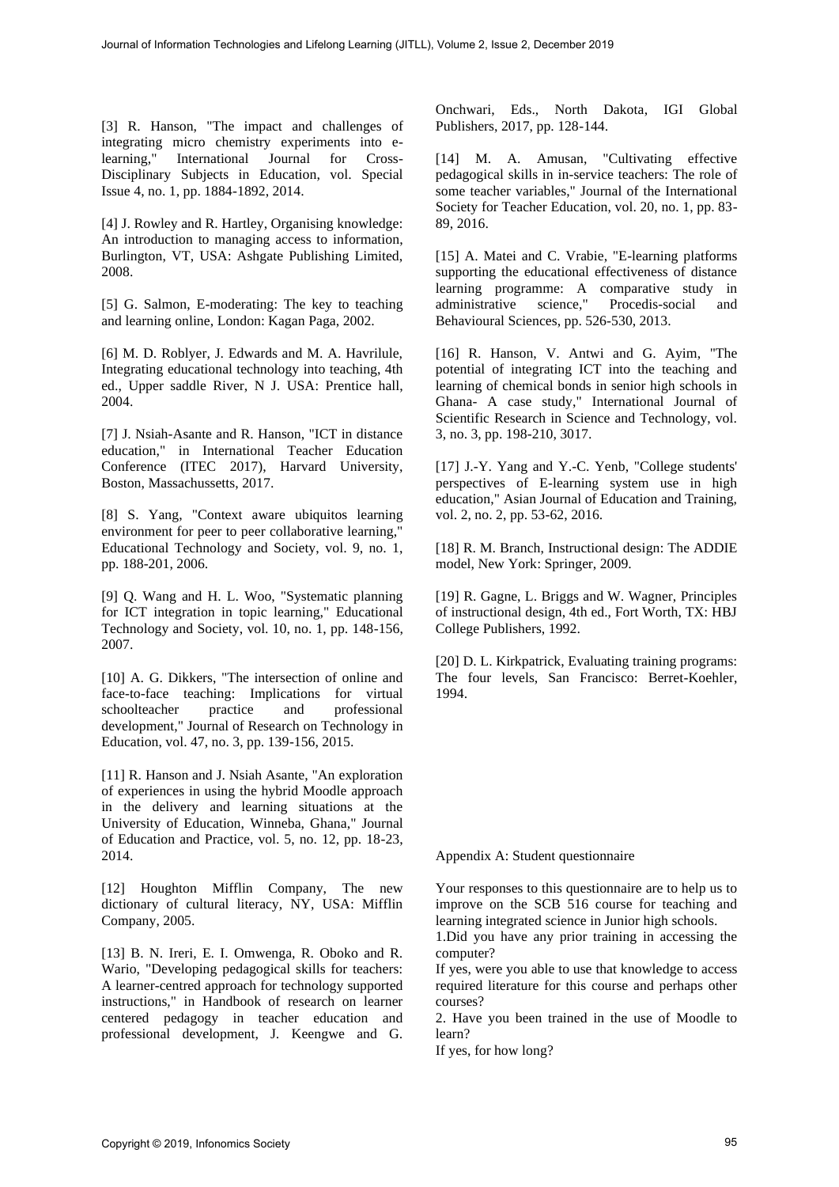[3] R. Hanson, "The impact and challenges of integrating micro chemistry experiments into e-learning," International Journal for Cross-Disciplinary Subjects in Education, vol. Special Issue 4, no. 1, pp. 1884-1892, 2014.

[4] J. Rowley and R. Hartley, Organising knowledge: An introduction to managing access to information, Burlington, VT, USA: Ashgate Publishing Limited, 2008.

[5] G. Salmon, E-moderating: The key to teaching and learning online, London: Kagan Paga, 2002.

[6] M. D. Roblyer, J. Edwards and M. A. Havrilule, Integrating educational technology into teaching, 4th ed., Upper saddle River, N J. USA: Prentice hall, 2004.

[7] J. Nsiah-Asante and R. Hanson, "ICT in distance education," in International Teacher Education Conference (ITEC 2017), Harvard University, Boston, Massachussetts, 2017.

[8] S. Yang, "Context aware ubiquitos learning environment for peer to peer collaborative learning," Educational Technology and Society, vol. 9, no. 1, pp. 188-201, 2006.

[9] Q. Wang and H. L. Woo, "Systematic planning for ICT integration in topic learning," Educational Technology and Society, vol. 10, no. 1, pp. 148-156, 2007.

[10] A. G. Dikkers, "The intersection of online and face-to-face teaching: Implications for virtual schoolteacher practice and professional development," Journal of Research on Technology in Education, vol. 47, no. 3, pp. 139-156, 2015.

[11] R. Hanson and J. Nsiah Asante, "An exploration of experiences in using the hybrid Moodle approach in the delivery and learning situations at the University of Education, Winneba, Ghana," Journal of Education and Practice, vol. 5, no. 12, pp. 18-23, 2014.

[12] Houghton Mifflin Company, The new dictionary of cultural literacy, NY, USA: Mifflin Company, 2005.

[13] B. N. Ireri, E. I. Omwenga, R. Oboko and R. Wario, "Developing pedagogical skills for teachers: A learner-centred approach for technology supported instructions," in Handbook of research on learner centered pedagogy in teacher education and professional development, J. Keengwe and G. Onchwari, Eds., North Dakota, IGI Global Publishers, 2017, pp. 128-144.

[14] M. A. Amusan, "Cultivating effective pedagogical skills in in-service teachers: The role of some teacher variables," Journal of the International Society for Teacher Education, vol. 20, no. 1, pp. 83-89, 2016.

[15] A. Matei and C. Vrabie, "E-learning platforms supporting the educational effectiveness of distance learning programme: A comparative study in administrative science," Procedis-social and Behavioural Sciences, pp. 526-530, 2013.

[16] R. Hanson, V. Antwi and G. Ayim, "The potential of integrating ICT into the teaching and learning of chemical bonds in senior high schools in Ghana- A case study," International Journal of Scientific Research in Science and Technology, vol. 3, no. 3, pp. 198-210, 3017.

[17] J.-Y. Yang and Y.-C. Yenb, "College students' perspectives of E-learning system use in high education," Asian Journal of Education and Training, vol. 2, no. 2, pp. 53-62, 2016.

[18] R. M. Branch, Instructional design: The ADDIE model, New York: Springer, 2009.

[19] R. Gagne, L. Briggs and W. Wagner, Principles of instructional design, 4th ed., Fort Worth, TX: HBJ College Publishers, 1992.

[20] D. L. Kirkpatrick, Evaluating training programs: The four levels, San Francisco: Berret-Koehler, 1994.

Appendix A: Student questionnaire

Your responses to this questionnaire are to help us to improve on the SCB 516 course for teaching and learning integrated science in Junior high schools.

1.Did you have any prior training in accessing the computer?

If yes, were you able to use that knowledge to access required literature for this course and perhaps other courses?

2. Have you been trained in the use of Moodle to learn?

If yes, for how long?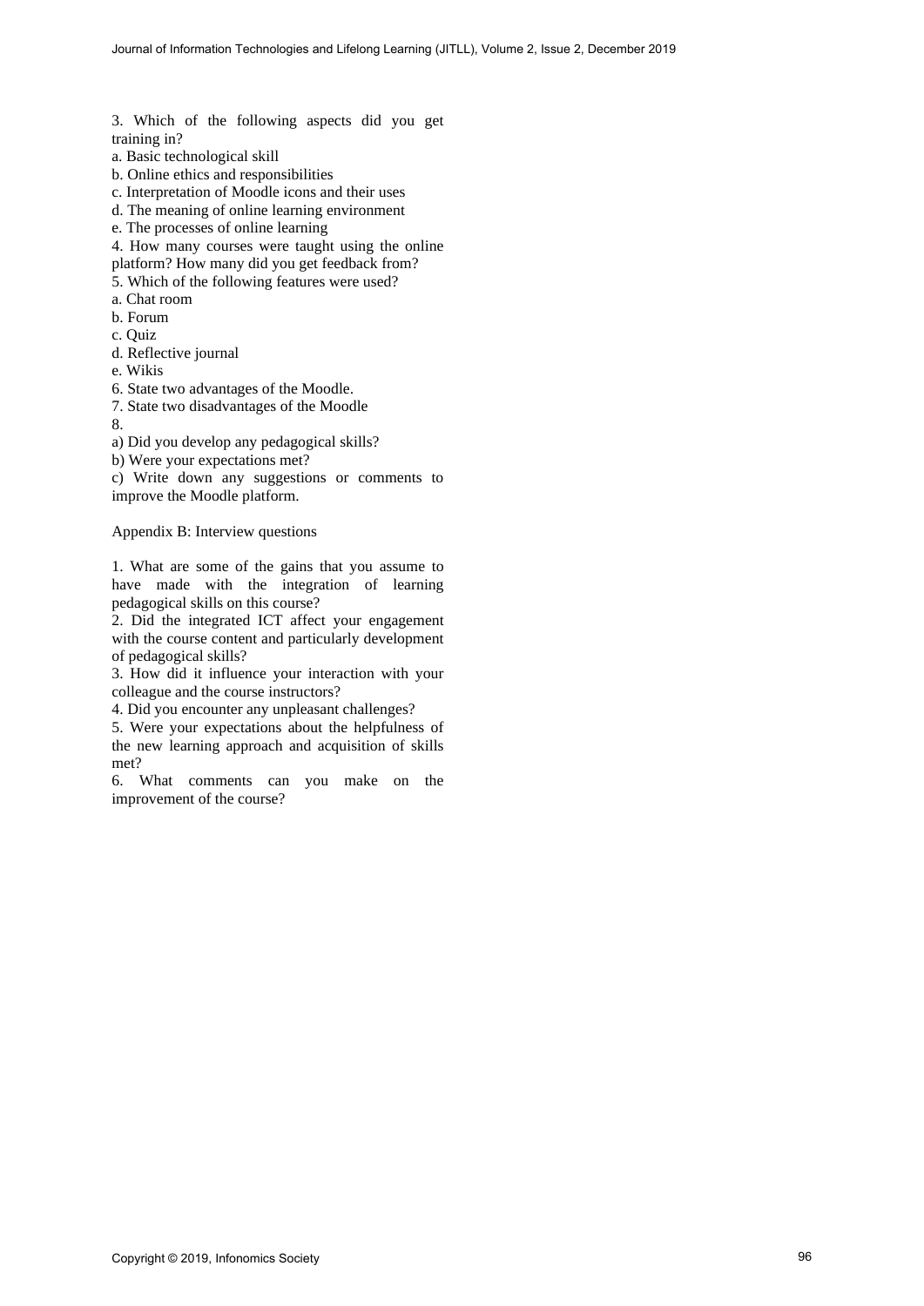3. Which of the following aspects did you get training in?

a. Basic technological skill

b. Online ethics and responsibilities

c. Interpretation of Moodle icons and their uses

d. The meaning of online learning environment

e. The processes of online learning

4. How many courses were taught using the online platform? How many did you get feedback from?

5. Which of the following features were used?

a. Chat room

b. Forum

c. Quiz

d. Reflective journal

e. Wikis

6. State two advantages of the Moodle.

7. State two disadvantages of the Moodle

8.

a) Did you develop any pedagogical skills?

b) Were your expectations met?

c) Write down any suggestions or comments to improve the Moodle platform.

Appendix B: Interview questions

1. What are some of the gains that you assume to have made with the integration of learning pedagogical skills on this course?

2. Did the integrated ICT affect your engagement with the course content and particularly development of pedagogical skills?

3. How did it influence your interaction with your colleague and the course instructors?

4. Did you encounter any unpleasant challenges?

5. Were your expectations about the helpfulness of the new learning approach and acquisition of skills met?

6. What comments can you make on the improvement of the course?